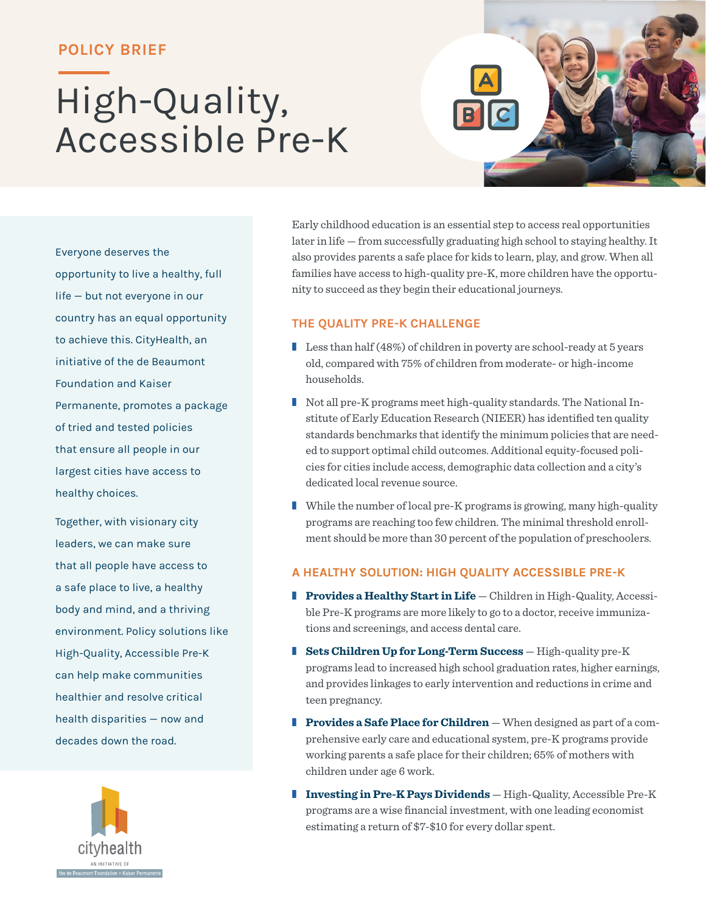POLICY BRIEF

# High-Quality, Accessible Pre-K

Everyone deserves the opportunity to live a healthy, full life — but not everyone in our country has an equal opportunity to achieve this. CityHealth, an initiative of the de Beaumont Foundation and Kaiser Permanente, promotes a package of tried and tested policies that ensure all people in our largest cities have access to healthy choices.

Together, with visionary city leaders, we can make sure that all people have access to a safe place to live, a healthy body and mind, and a thriving environment. Policy solutions like High-Quality, Accessible Pre-K can help make communities healthier and resolve critical health disparities — now and decades down the road.

cityhealth
AN INITIATIVE OF
the de Beaumont Foundation + Kaiser Permanente

Early childhood education is an essential step to access real opportunities later in life — from successfully graduating high school to staying healthy. It also provides parents a safe place for kids to learn, play, and grow. When all families have access to high-quality pre-K, more children have the opportunity to succeed as they begin their educational journeys.

## THE QUALITY PRE-K CHALLENGE

- Less than half (48%) of children in poverty are school-ready at 5 years old, compared with 75% of children from moderate- or high-income households.
- Not all pre-K programs meet high-quality standards. The National Institute of Early Education Research (NIEER) has identified ten quality standards benchmarks that identify the minimum policies that are needed to support optimal child outcomes. Additional equity-focused policies for cities include access, demographic data collection and a city's dedicated local revenue source.
- While the number of local pre-K programs is growing, many high-quality programs are reaching too few children. The minimal threshold enrollment should be more than 30 percent of the population of preschoolers.

## A HEALTHY SOLUTION: HIGH QUALITY ACCESSIBLE PRE-K

- **Provides a Healthy Start in Life** — Children in High-Quality, Accessible Pre-K programs are more likely to go to a doctor, receive immunizations and screenings, and access dental care.
- **Sets Children Up for Long-Term Success** — High-quality pre-K programs lead to increased high school graduation rates, higher earnings, and provides linkages to early intervention and reductions in crime and teen pregnancy.
- **Provides a Safe Place for Children** — When designed as part of a comprehensive early care and educational system, pre-K programs provide working parents a safe place for their children; 65% of mothers with children under age 6 work.
- **Investing in Pre-K Pays Dividends** — High-Quality, Accessible Pre-K programs are a wise financial investment, with one leading economist estimating a return of $7-$10 for every dollar spent.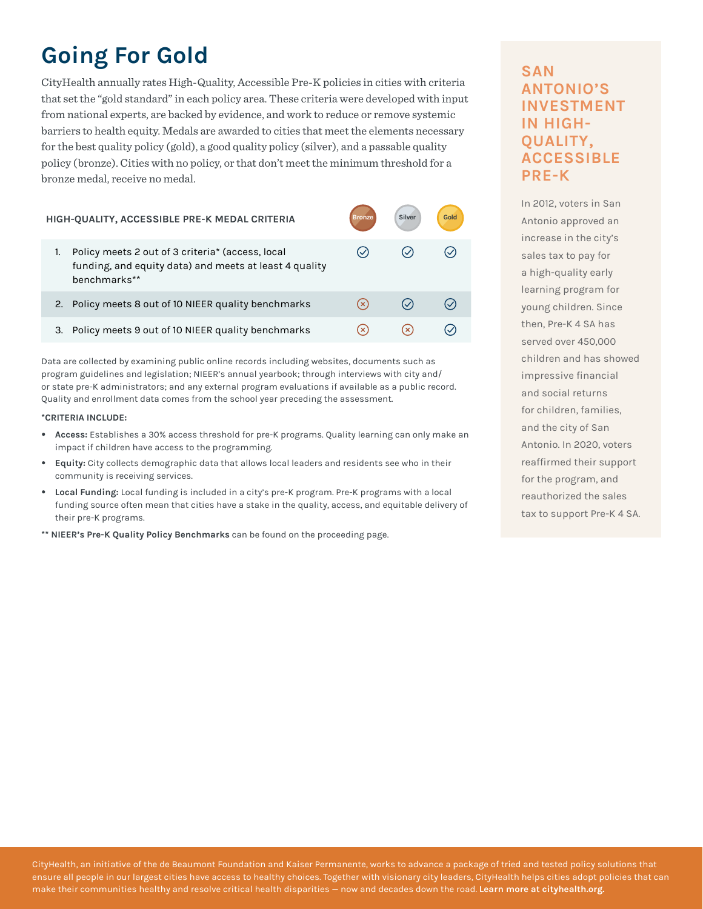# Going For Gold

CityHealth annually rates High-Quality, Accessible Pre-K policies in cities with criteria that set the "gold standard" in each policy area. These criteria were developed with input from national experts, are backed by evidence, and work to reduce or remove systemic barriers to health equity. Medals are awarded to cities that meet the elements necessary for the best quality policy (gold), a good quality policy (silver), and a passable quality policy (bronze). Cities with no policy, or that don't meet the minimum threshold for a bronze medal, receive no medal.

| HIGH-QUALITY, ACCESSIBLE PRE-K MEDAL CRITERIA | Bronze | Silver | Gold |
| --- | --- | --- | --- |
| 1. Policy meets 2 out of 3 criteria* (access, local funding, and equity data) and meets at least 4 quality benchmarks** | ✓ | ✓ | ✓ |
| 2. Policy meets 8 out of 10 NIEER quality benchmarks | ✗ | ✓ | ✓ |
| 3. Policy meets 9 out of 10 NIEER quality benchmarks | ✗ | ✗ | ✓ |

Data are collected by examining public online records including websites, documents such as program guidelines and legislation; NIEER's annual yearbook; through interviews with city and/or state pre-K administrators; and any external program evaluations if available as a public record. Quality and enrollment data comes from the school year preceding the assessment.

**\*CRITERIA INCLUDE:**

- **Access:** Establishes a 30% access threshold for pre-K programs. Quality learning can only make an impact if children have access to the programming.
- **Equity:** City collects demographic data that allows local leaders and residents see who in their community is receiving services.
- **Local Funding:** Local funding is included in a city's pre-K program. Pre-K programs with a local funding source often mean that cities have a stake in the quality, access, and equitable delivery of their pre-K programs.

\*\* **NIEER's Pre-K Quality Policy Benchmarks** can be found on the proceeding page.

## SAN ANTONIO'S INVESTMENT IN HIGH-QUALITY, ACCESSIBLE PRE-K

In 2012, voters in San Antonio approved an increase in the city's sales tax to pay for a high-quality early learning program for young children. Since then, Pre-K 4 SA has served over 450,000 children and has showed impressive financial and social returns for children, families, and the city of San Antonio. In 2020, voters reaffirmed their support for the program, and reauthorized the sales tax to support Pre-K 4 SA.

CityHealth, an initiative of the de Beaumont Foundation and Kaiser Permanente, works to advance a package of tried and tested policy solutions that ensure all people in our largest cities have access to healthy choices. Together with visionary city leaders, CityHealth helps cities adopt policies that can make their communities healthy and resolve critical health disparities — now and decades down the road. **Learn more at cityhealth.org.**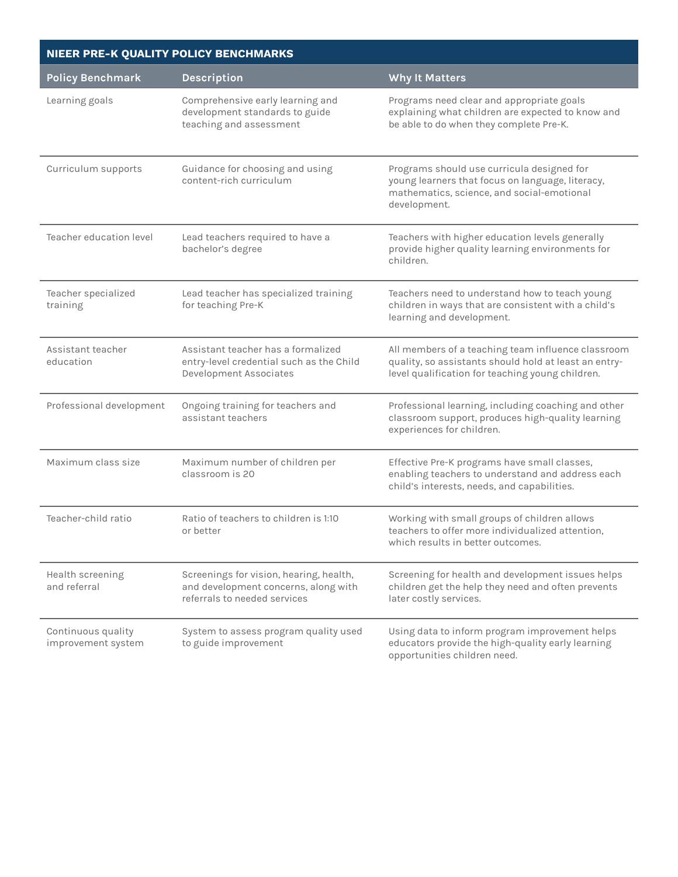## NIEER PRE-K QUALITY POLICY BENCHMARKS

| Policy Benchmark | Description | Why It Matters |
| --- | --- | --- |
| Learning goals | Comprehensive early learning and development standards to guide teaching and assessment | Programs need clear and appropriate goals explaining what children are expected to know and be able to do when they complete Pre-K. |
| Curriculum supports | Guidance for choosing and using content-rich curriculum | Programs should use curricula designed for young learners that focus on language, literacy, mathematics, science, and social-emotional development. |
| Teacher education level | Lead teachers required to have a bachelor's degree | Teachers with higher education levels generally provide higher quality learning environments for children. |
| Teacher specialized training | Lead teacher has specialized training for teaching Pre-K | Teachers need to understand how to teach young children in ways that are consistent with a child's learning and development. |
| Assistant teacher education | Assistant teacher has a formalized entry-level credential such as the Child Development Associates | All members of a teaching team influence classroom quality, so assistants should hold at least an entry-level qualification for teaching young children. |
| Professional development | Ongoing training for teachers and assistant teachers | Professional learning, including coaching and other classroom support, produces high-quality learning experiences for children. |
| Maximum class size | Maximum number of children per classroom is 20 | Effective Pre-K programs have small classes, enabling teachers to understand and address each child's interests, needs, and capabilities. |
| Teacher-child ratio | Ratio of teachers to children is 1:10 or better | Working with small groups of children allows teachers to offer more individualized attention, which results in better outcomes. |
| Health screening and referral | Screenings for vision, hearing, health, and development concerns, along with referrals to needed services | Screening for health and development issues helps children get the help they need and often prevents later costly services. |
| Continuous quality improvement system | System to assess program quality used to guide improvement | Using data to inform program improvement helps educators provide the high-quality early learning opportunities children need. |